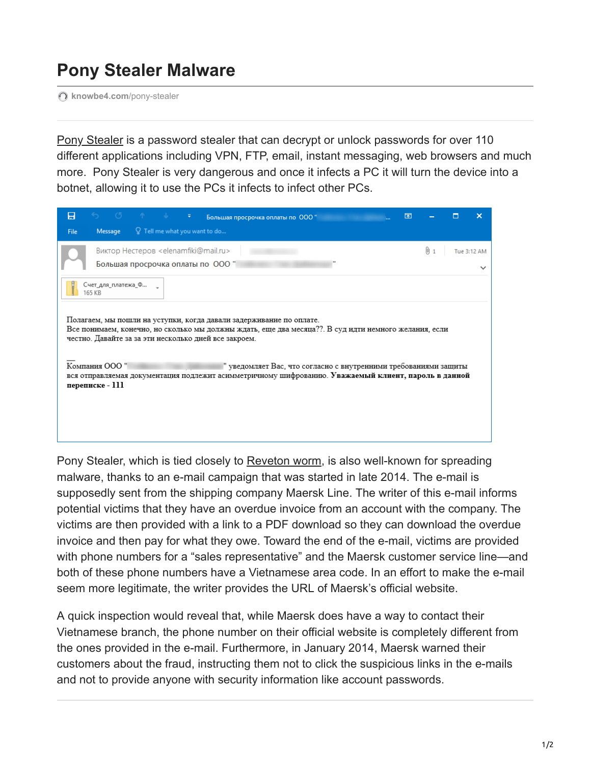# Pony Stealer Malware

knowbe4.com/pony-stealer

Pony Stealer is a password stealer that can decrypt or unlock passwords for over 110 different applications including VPN, FTP, email, instant messaging, web browsers and much more. Pony Stealer is very dangerous and once it infects a PC it will turn the device into a botnet, allowing it to use the PCs it infects to infect other PCs.

Pony Stealer, which is tied closely to Reveton worm, is also well-known for spreading malware, thanks to an e-mail campaign that was started in late 2014. The e-mail is supposedly sent from the shipping company Maersk Line. The writer of this e-mail informs potential victims that they have an overdue invoice from an account with the company. The victims are then provided with a link to a PDF download so they can download the overdue invoice and then pay for what they owe. Toward the end of the e-mail, victims are provided with phone numbers for a "sales representative" and the Maersk customer service line—and both of these phone numbers have a Vietnamese area code. In an effort to make the e-mail seem more legitimate, the writer provides the URL of Maersk's official website.

A quick inspection would reveal that, while Maersk does have a way to contact their Vietnamese branch, the phone number on their official website is completely different from the ones provided in the e-mail. Furthermore, in January 2014, Maersk warned their customers about the fraud, instructing them not to click the suspicious links in the e-mails and not to provide anyone with security information like account passwords.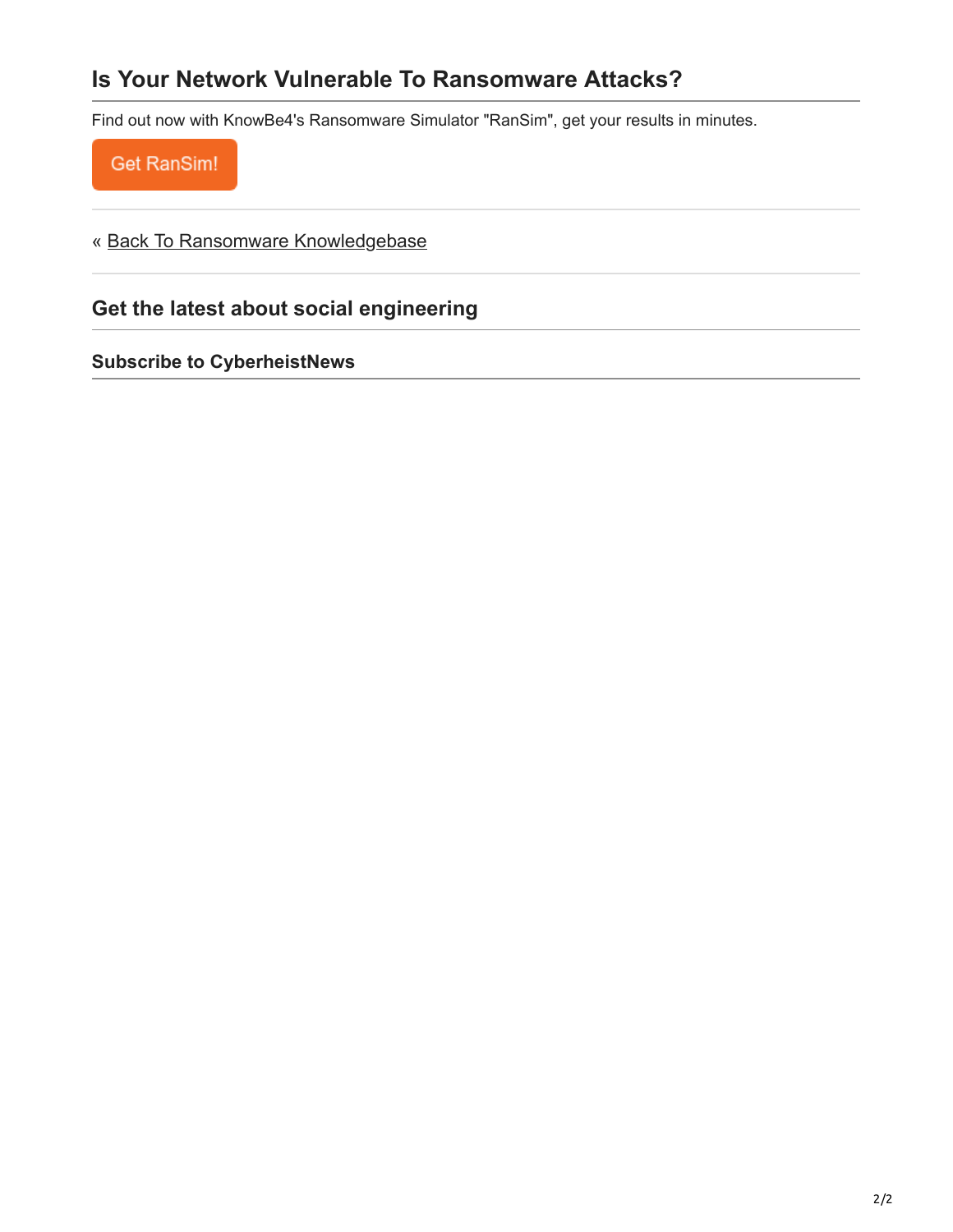## Is Your Network Vulnerable To Ransomware Attacks?

Find out now with KnowBe4's Ransomware Simulator "RanSim", get your results in minutes.

Get RanSim!

« Back To Ransomware Knowledgebase

### Get the latest about social engineering

#### Subscribe to CyberheistNews